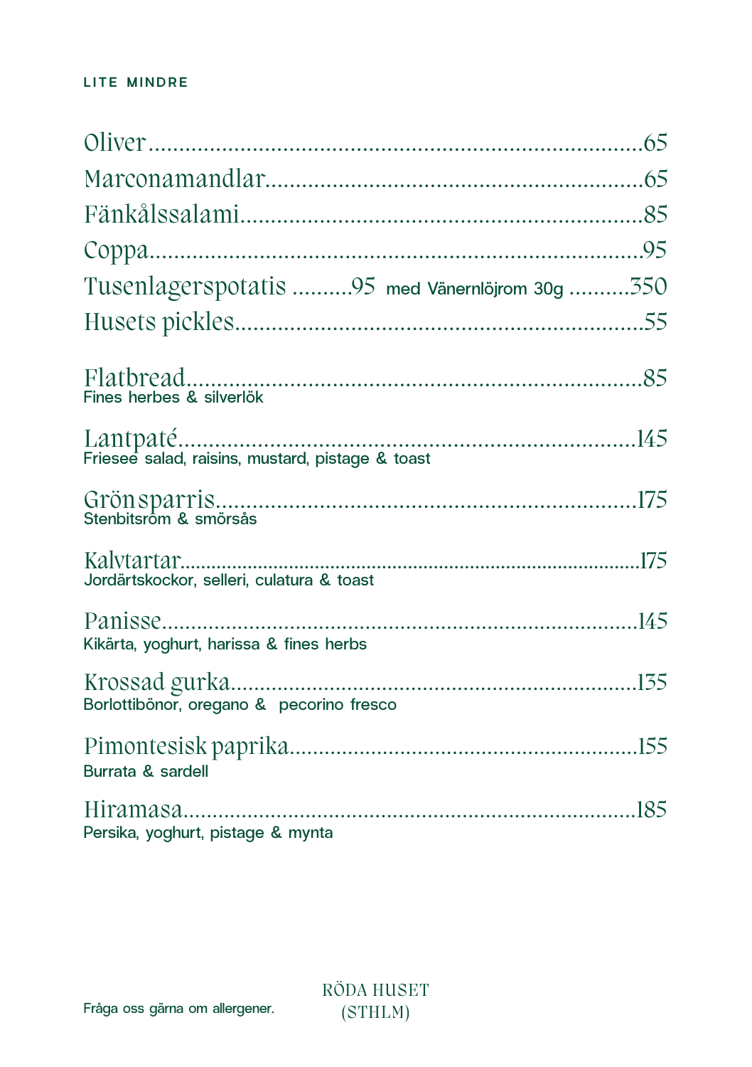## LITE MINDRE

Oliver ............................................................................ 65

Marconamandlar ............................................................ 65

Fänkålssalami ................................................................ 85

Coppa .............................................................................. 95

Tusenlagerspotatis .......... 95 med Vänernlöjrom 30g .......... 350

Husets pickles .................................................................. 55

**Flatbread** ...................................................................... 85
Fines herbes & silverlök

**Lantpaté** ...................................................................... 145
Friesee salad, raisins, mustard, pistage & toast

**Grön sparris** ................................................................ 175
Stenbitsrom & smörsås

**Kalvtartar** ................................................................... 175
Jordärtskockor, selleri, culatura & toast

**Panisse** ........................................................................ 145
Kikärta, yoghurt, harissa & fines herbs

**Krossad gurka** ........................................................... 135
Borlottibönor, oregano & pecorino fresco

**Pimontesisk paprika** .................................................. 155
Burrata & sardell

**Hiramasa** .................................................................... 185
Persika, yoghurt, pistage & mynta

Fråga oss gärna om allergener.

RÖDA HUSET
(STHLM)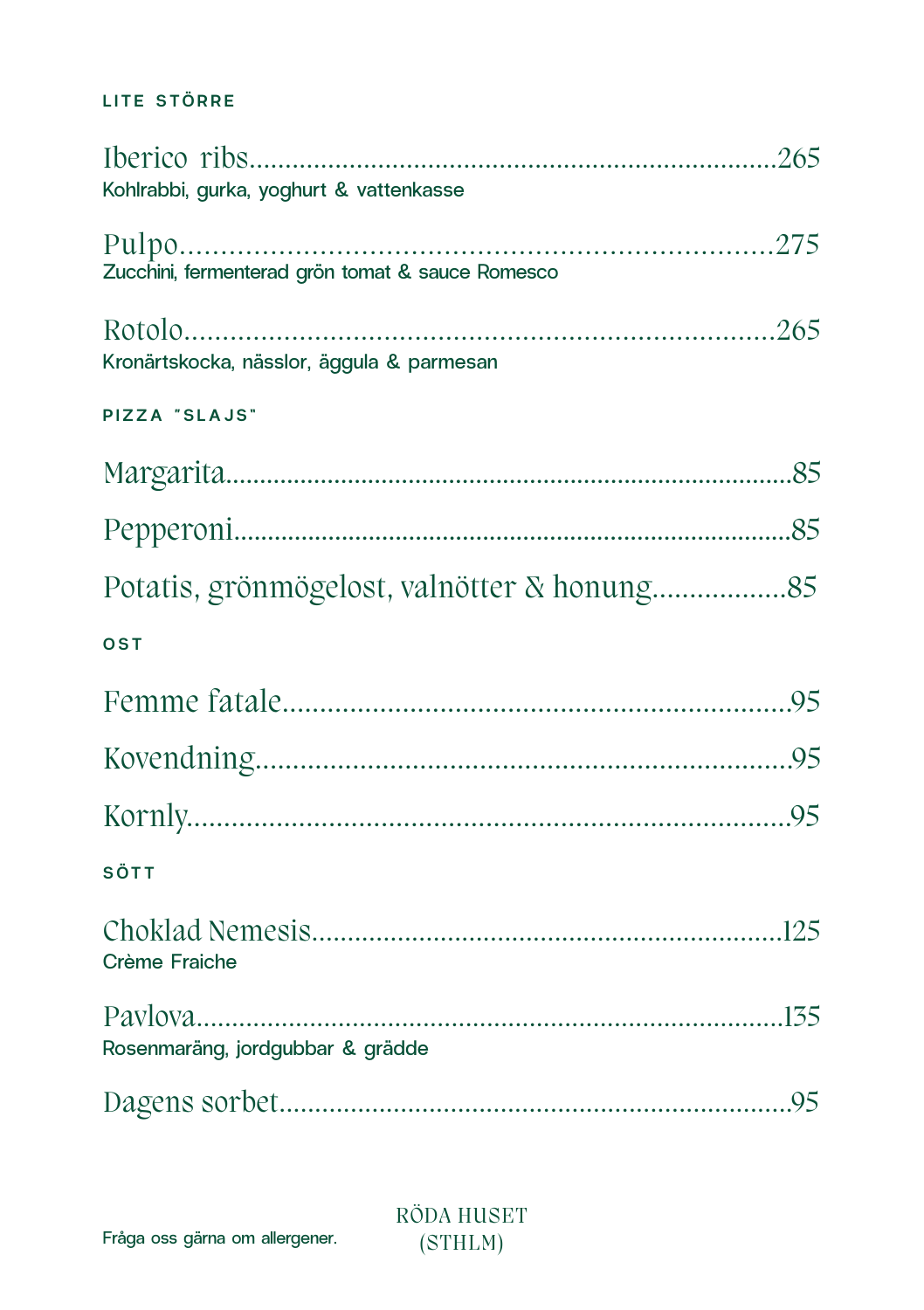## LITE STÖRRE

**Iberico ribs** ........ 265
Kohlrabbi, gurka, yoghurt & vattenkasse

**Pulpo** ........ 275
Zucchini, fermenterad grön tomat & sauce Romesco

**Rotolo** ........ 265
Kronärtskocka, nässlor, äggula & parmesan

## PIZZA "SLAJS"

**Margarita** ........ 85

**Pepperoni** ........ 85

**Potatis, grönmögelost, valnötter & honung** ........ 85

## OST

**Femme fatale** ........ 95

**Kovendning** ........ 95

**Kornly** ........ 95

## SÖTT

**Choklad Nemesis** ........ 125
Crème Fraiche

**Pavlova** ........ 135
Rosenmaräng, jordgubbar & grädde

**Dagens sorbet** ........ 95

Fråga oss gärna om allergener.

RÖDA HUSET
(STHLM)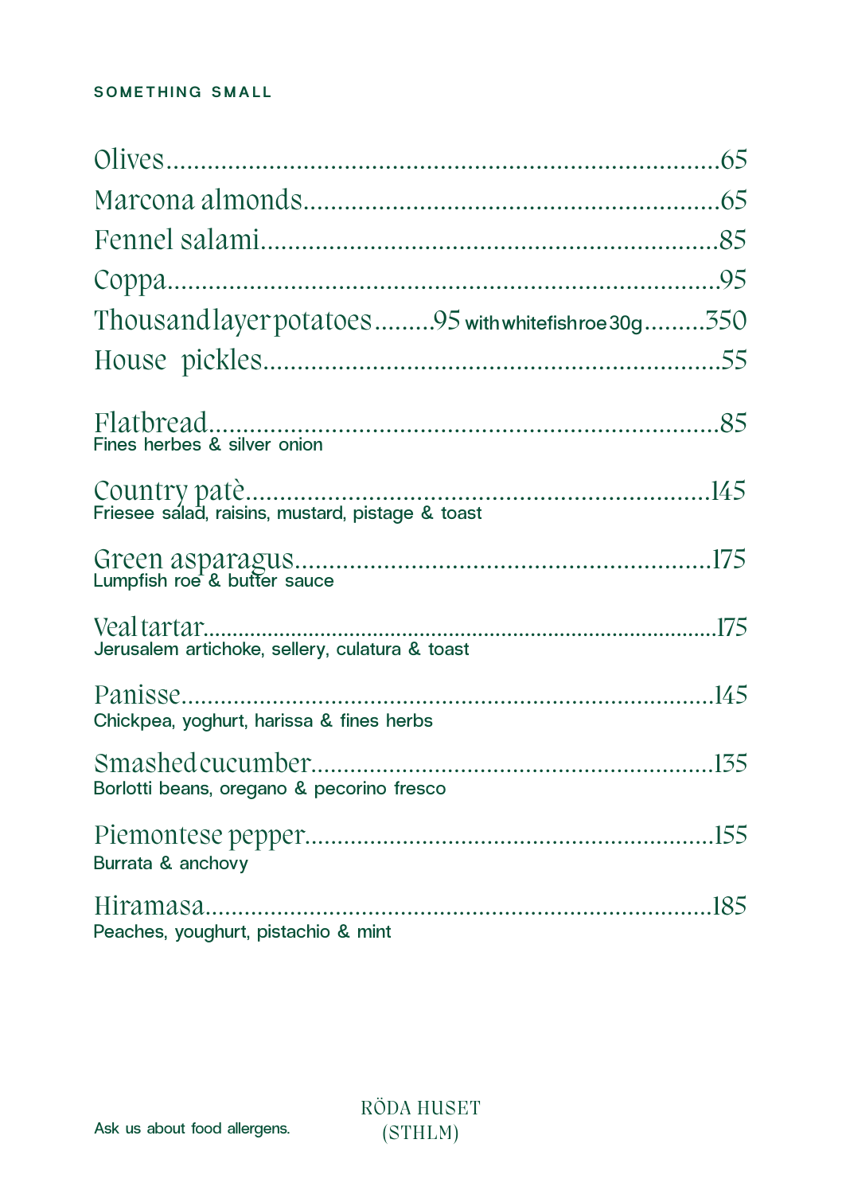## SOMETHING SMALL

Olives........................................................................65

Marcona almonds........................................................65

Fennel salami..............................................................85

Coppa..........................................................................95

Thousand layer potatoes.........95 with whitefish roe 30g.........350

House pickles..............................................................55

Flatbread.....................................................................85
Fines herbes & silver onion

Country patè..............................................................145
Friesee salad, raisins, mustard, pistage & toast

Green asparagus.........................................................175
Lumpfish roe & butter sauce

Veal tartar...................................................................175
Jerusalem artichoke, sellery, culatura & toast

Panisse........................................................................145
Chickpea, yoghurt, harissa & fines herbs

Smashed cucumber.....................................................135
Borlotti beans, oregano & pecorino fresco

Piemontese pepper.....................................................155
Burrata & anchovy

Hiramasa.....................................................................185
Peaches, youghurt, pistachio & mint

Ask us about food allergens.

RÖDA HUSET
(STHLM)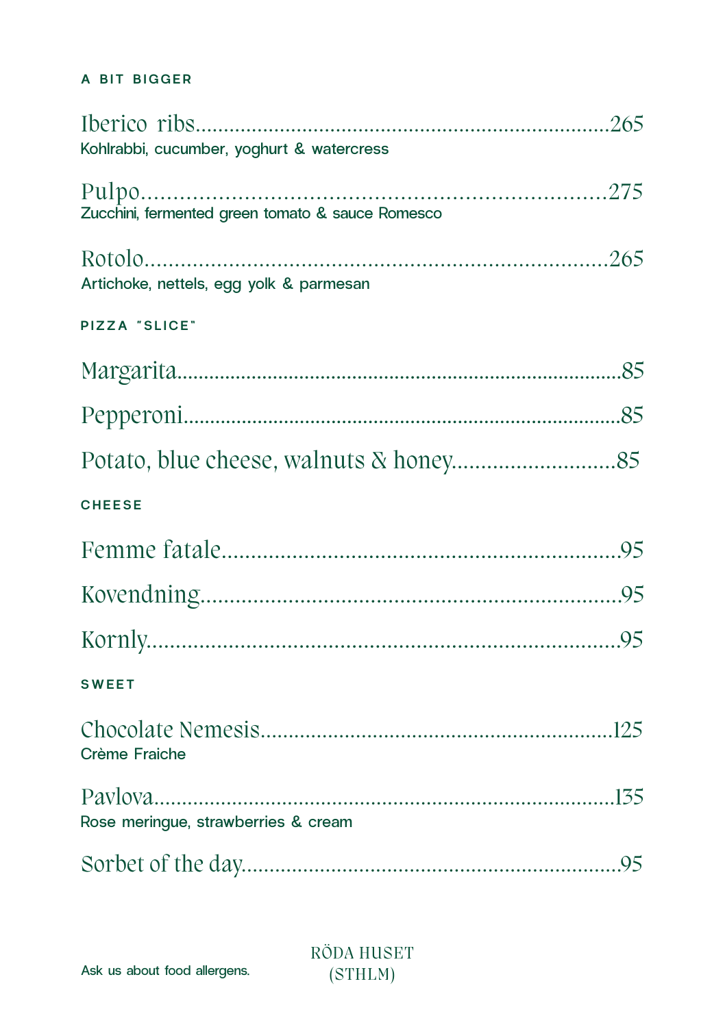## A BIT BIGGER

Iberico ribs........................................................................265
Kohlrabbi, cucumber, yoghurt & watercress

Pulpo.................................................................................275
Zucchini, fermented green tomato & sauce Romesco

Rotolo...............................................................................265
Artichoke, nettels, egg yolk & parmesan

## PIZZA "SLICE"

Margarita.............................................................................85

Pepperoni............................................................................85

Potato, blue cheese, walnuts & honey.............................85

## CHEESE

Femme fatale.......................................................................95

Kovendning..........................................................................95

Kornly..................................................................................95

## SWEET

Chocolate Nemesis.............................................................125
Crème Fraiche

Pavlova...............................................................................135
Rose meringue, strawberries & cream

Sorbet of the day.................................................................95

Ask us about food allergens.

RÖDA HUSET
(STHLM)